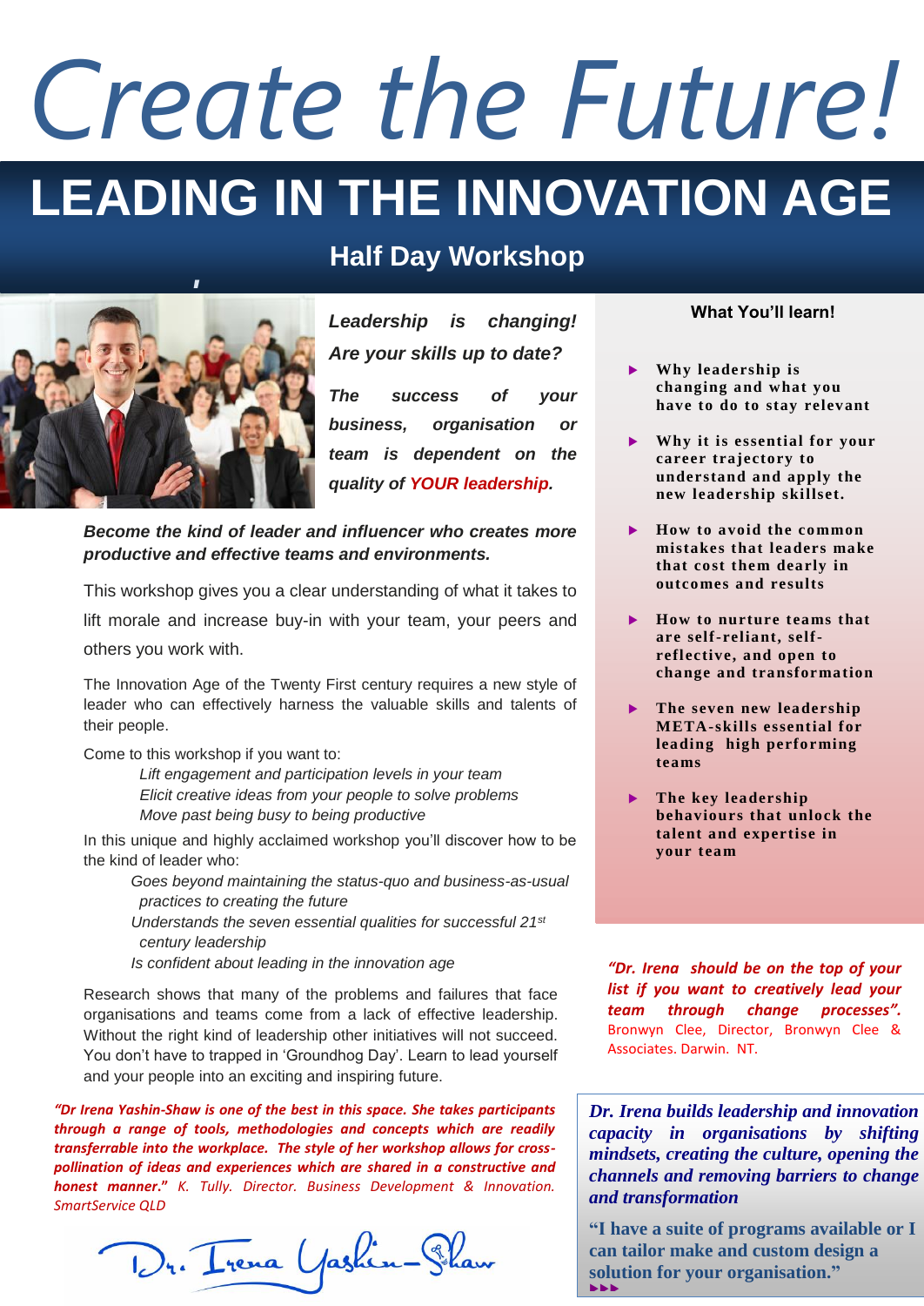# *Create the Future!*

# LEADING IN THE INNOVATION AGE

## Half Day Workshop

***Leadership is changing! Are your skills up to date?***

***The success of your business, organisation or team is dependent on the quality of YOUR leadership.***

***Become the kind of leader and influencer who creates more productive and effective teams and environments.***

This workshop gives you a clear understanding of what it takes to lift morale and increase buy-in with your team, your peers and others you work with.

The Innovation Age of the Twenty First century requires a new style of leader who can effectively harness the valuable skills and talents of their people.

Come to this workshop if you want to:

*Lift engagement and participation levels in your team*
*Elicit creative ideas from your people to solve problems*
*Move past being busy to being productive*

In this unique and highly acclaimed workshop you'll discover how to be the kind of leader who:

*Goes beyond maintaining the status-quo and business-as-usual practices to creating the future*
*Understands the seven essential qualities for successful 21st century leadership*
*Is confident about leading in the innovation age*

Research shows that many of the problems and failures that face organisations and teams come from a lack of effective leadership. Without the right kind of leadership other initiatives will not succeed. You don't have to trapped in 'Groundhog Day'. Learn to lead yourself and your people into an exciting and inspiring future.

***"Dr Irena Yashin-Shaw is one of the best in this space. She takes participants through a range of tools, methodologies and concepts which are readily transferrable into the workplace. The style of her workshop allows for cross-pollination of ideas and experiences which are shared in a constructive and honest manner."*** *K. Tully. Director. Business Development & Innovation. SmartService QLD*

Dr. Irena Yashin-Shaw

### What You'll learn!

- **Why leadership is changing and what you have to do to stay relevant**
- **Why it is essential for your career trajectory to understand and apply the new leadership skillset.**
- **How to avoid the common mistakes that leaders make that cost them dearly in outcomes and results**
- **How to nurture teams that are self-reliant, self-reflective, and open to change and transformation**
- **The seven new leadership META-skills essential for leading high performing teams**
- **The key leadership behaviours that unlock the talent and expertise in your team**

***"Dr. Irena should be on the top of your list if you want to creatively lead your team through change processes".*** Bronwyn Clee, Director, Bronwyn Clee & Associates. Darwin. NT.

***Dr. Irena builds leadership and innovation capacity in organisations by shifting mindsets, creating the culture, opening the channels and removing barriers to change and transformation***

**"I have a suite of programs available or I can tailor make and custom design a solution for your organisation."**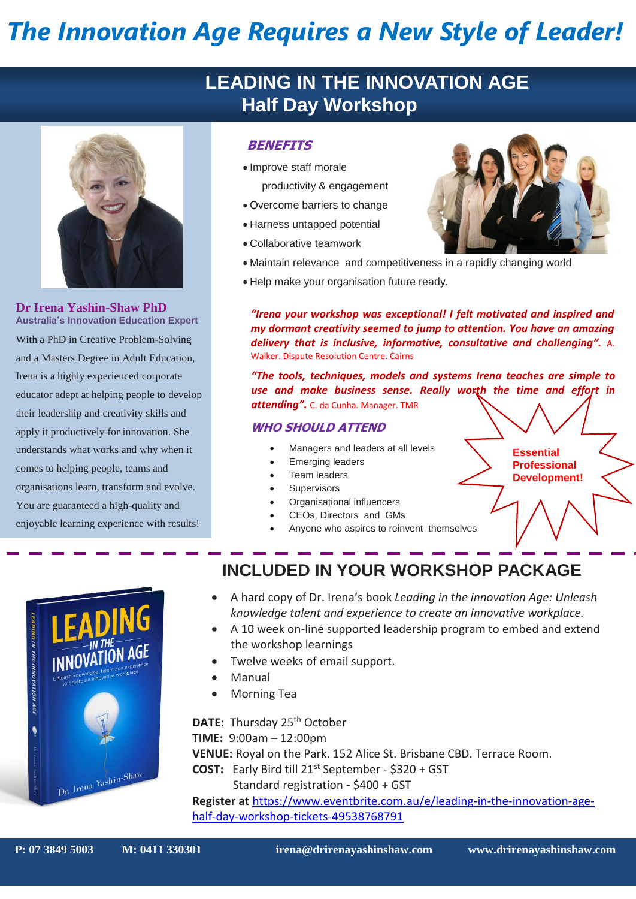# *The Innovation Age Requires a New Style of Leader!*

## LEADING IN THE INNOVATION AGE
## Half Day Workshop

**Dr Irena Yashin-Shaw PhD**
**Australia's Innovation Education Expert**

With a PhD in Creative Problem-Solving and a Masters Degree in Adult Education, Irena is a highly experienced corporate educator adept at helping people to develop their leadership and creativity skills and apply it productively for innovation. She understands what works and why when it comes to helping people, teams and organisations learn, transform and evolve. You are guaranteed a high-quality and enjoyable learning experience with results!

### *BENEFITS*

- Improve staff morale productivity & engagement
- Overcome barriers to change
- Harness untapped potential
- Collaborative teamwork
- Maintain relevance and competitiveness in a rapidly changing world
- Help make your organisation future ready.

***"Irena your workshop was exceptional! I felt motivated and inspired and my dormant creativity seemed to jump to attention. You have an amazing delivery that is inclusive, informative, consultative and challenging".*** A. Walker. Dispute Resolution Centre. Cairns

***"The tools, techniques, models and systems Irena teaches are simple to use and make business sense. Really worth the time and effort in attending".*** C. da Cunha. Manager. TMR

### *WHO SHOULD ATTEND*

- Managers and leaders at all levels
- Emerging leaders
- Team leaders
- Supervisors
- Organisational influencers
- CEOs, Directors and GMs
- Anyone who aspires to reinvent themselves

**Essential Professional Development!**

## INCLUDED IN YOUR WORKSHOP PACKAGE

- A hard copy of Dr. Irena's book *Leading in the innovation Age: Unleash knowledge talent and experience to create an innovative workplace.*
- A 10 week on-line supported leadership program to embed and extend the workshop learnings
- Twelve weeks of email support.
- Manual
- Morning Tea

**DATE:** Thursday 25th October
**TIME:** 9:00am – 12:00pm
**VENUE:** Royal on the Park. 152 Alice St. Brisbane CBD. Terrace Room.
**COST:** Early Bird till 21st September - $320 + GST
Standard registration - $400 + GST
**Register at** https://www.eventbrite.com.au/e/leading-in-the-innovation-age-half-day-workshop-tickets-49538768791

**P: 07 3849 5003** **M: 0411 330301** **irena@drirenayashinshaw.com** **www.drirenayashinshaw.com**